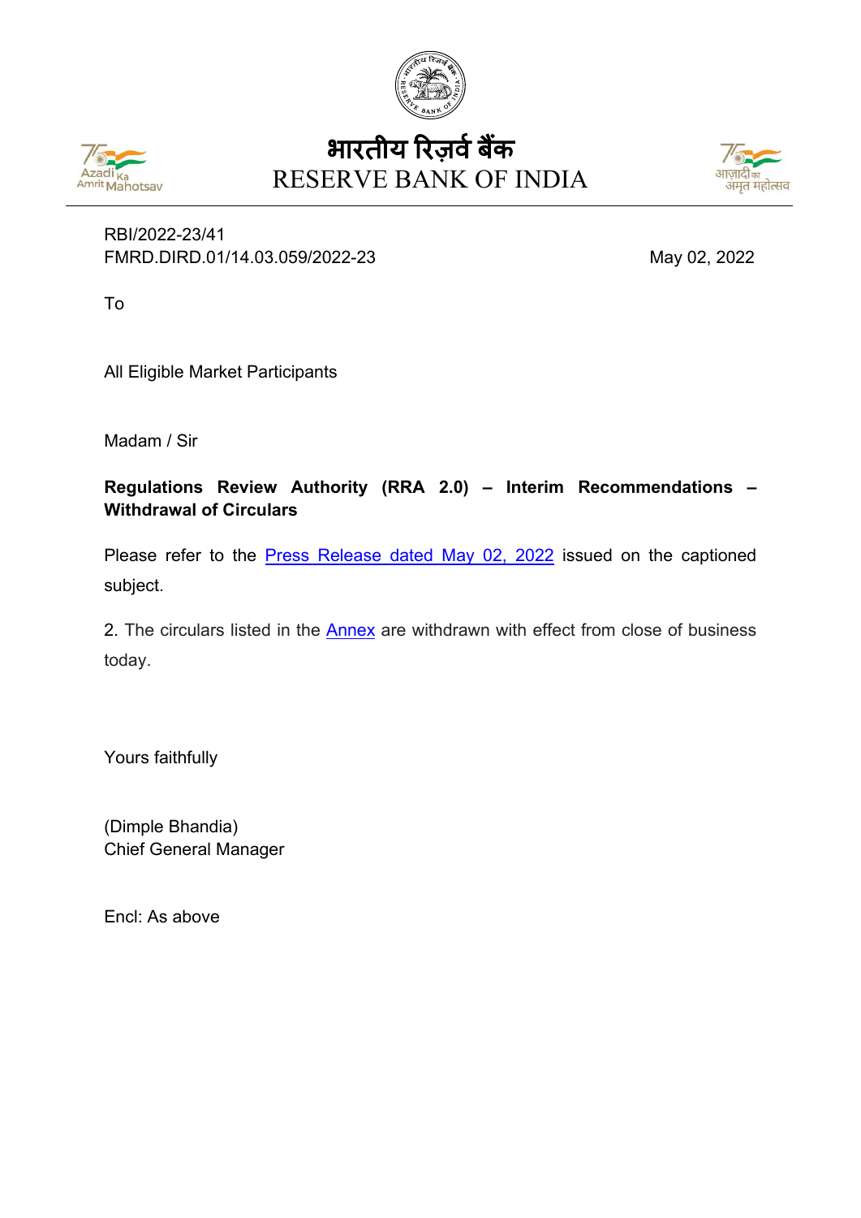भारतीय रिज़र्व बैंक
RESERVE BANK OF INDIA

RBI/2022-23/41
FMRD.DIRD.01/14.03.059/2022-23

May 02, 2022

To

All Eligible Market Participants

Madam / Sir

**Regulations Review Authority (RRA 2.0) – Interim Recommendations – Withdrawal of Circulars**

Please refer to the Press Release dated May 02, 2022 issued on the captioned subject.

2. The circulars listed in the Annex are withdrawn with effect from close of business today.

Yours faithfully

(Dimple Bhandia)
Chief General Manager

Encl: As above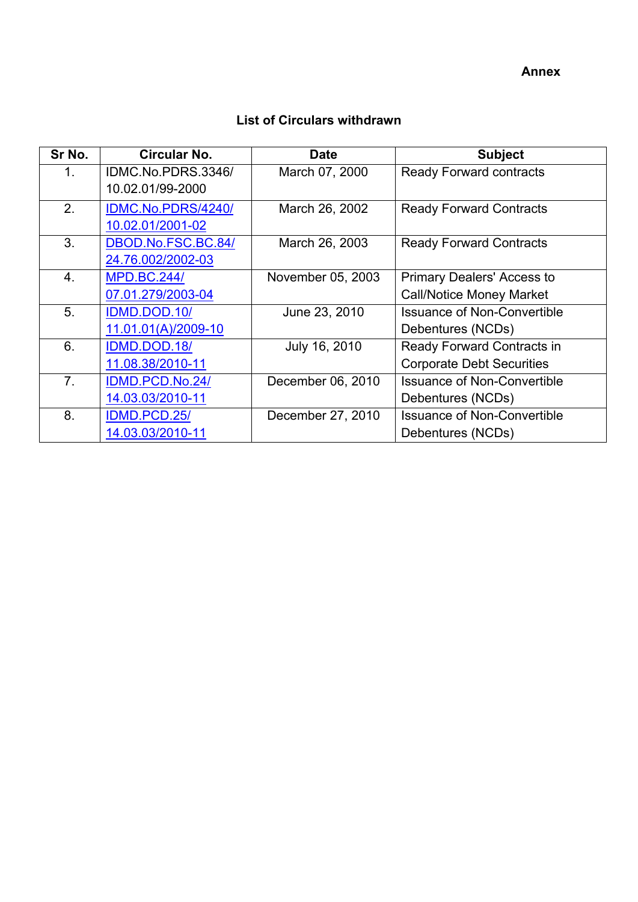**Annex**

## List of Circulars withdrawn

| Sr No. | Circular No. | Date | Subject |
|---|---|---|---|
| 1. | IDMC.No.PDRS.3346/ 10.02.01/99-2000 | March 07, 2000 | Ready Forward contracts |
| 2. | IDMC.No.PDRS/4240/ 10.02.01/2001-02 | March 26, 2002 | Ready Forward Contracts |
| 3. | DBOD.No.FSC.BC.84/ 24.76.002/2002-03 | March 26, 2003 | Ready Forward Contracts |
| 4. | MPD.BC.244/ 07.01.279/2003-04 | November 05, 2003 | Primary Dealers' Access to Call/Notice Money Market |
| 5. | IDMD.DOD.10/ 11.01.01(A)/2009-10 | June 23, 2010 | Issuance of Non-Convertible Debentures (NCDs) |
| 6. | IDMD.DOD.18/ 11.08.38/2010-11 | July 16, 2010 | Ready Forward Contracts in Corporate Debt Securities |
| 7. | IDMD.PCD.No.24/ 14.03.03/2010-11 | December 06, 2010 | Issuance of Non-Convertible Debentures (NCDs) |
| 8. | IDMD.PCD.25/ 14.03.03/2010-11 | December 27, 2010 | Issuance of Non-Convertible Debentures (NCDs) |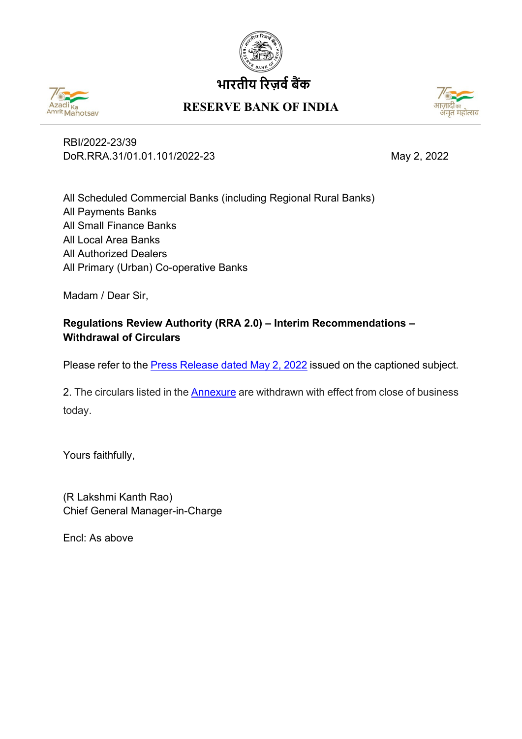भारतीय रिज़र्व बैंक

RESERVE BANK OF INDIA

RBI/2022-23/39
DoR.RRA.31/01.01.101/2022-23

May 2, 2022

All Scheduled Commercial Banks (including Regional Rural Banks)
All Payments Banks
All Small Finance Banks
All Local Area Banks
All Authorized Dealers
All Primary (Urban) Co-operative Banks

Madam / Dear Sir,

**Regulations Review Authority (RRA 2.0) – Interim Recommendations – Withdrawal of Circulars**

Please refer to the Press Release dated May 2, 2022 issued on the captioned subject.

2. The circulars listed in the Annexure are withdrawn with effect from close of business today.

Yours faithfully,

(R Lakshmi Kanth Rao)
Chief General Manager-in-Charge

Encl: As above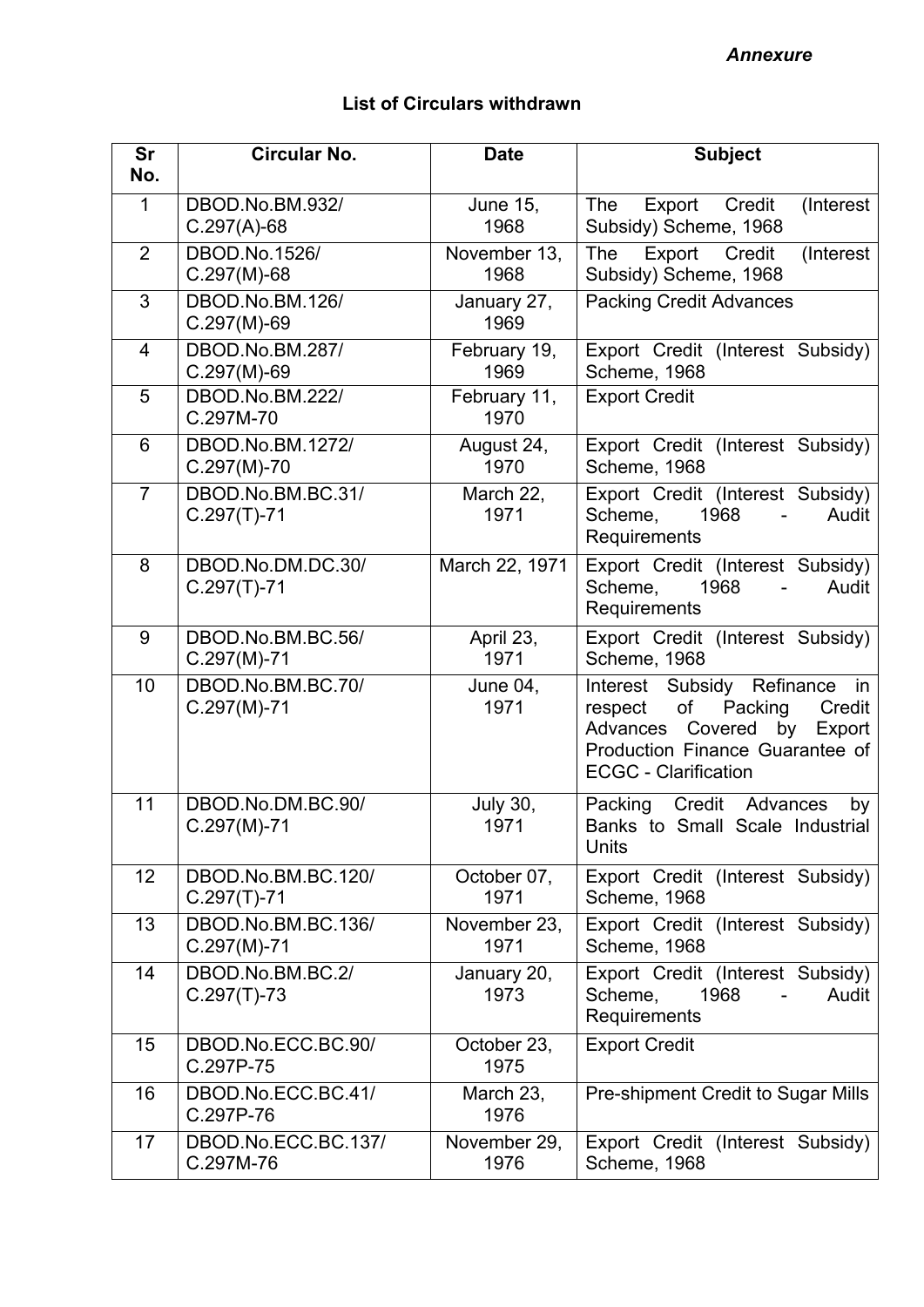*Annexure*

**List of Circulars withdrawn**

| Sr No. | Circular No. | Date | Subject |
|---|---|---|---|
| 1 | DBOD.No.BM.932/ C.297(A)-68 | June 15, 1968 | The Export Credit (Interest Subsidy) Scheme, 1968 |
| 2 | DBOD.No.1526/ C.297(M)-68 | November 13, 1968 | The Export Credit (Interest Subsidy) Scheme, 1968 |
| 3 | DBOD.No.BM.126/ C.297(M)-69 | January 27, 1969 | Packing Credit Advances |
| 4 | DBOD.No.BM.287/ C.297(M)-69 | February 19, 1969 | Export Credit (Interest Subsidy) Scheme, 1968 |
| 5 | DBOD.No.BM.222/ C.297M-70 | February 11, 1970 | Export Credit |
| 6 | DBOD.No.BM.1272/ C.297(M)-70 | August 24, 1970 | Export Credit (Interest Subsidy) Scheme, 1968 |
| 7 | DBOD.No.BM.BC.31/ C.297(T)-71 | March 22, 1971 | Export Credit (Interest Subsidy) Scheme, 1968 - Audit Requirements |
| 8 | DBOD.No.DM.DC.30/ C.297(T)-71 | March 22, 1971 | Export Credit (Interest Subsidy) Scheme, 1968 - Audit Requirements |
| 9 | DBOD.No.BM.BC.56/ C.297(M)-71 | April 23, 1971 | Export Credit (Interest Subsidy) Scheme, 1968 |
| 10 | DBOD.No.BM.BC.70/ C.297(M)-71 | June 04, 1971 | Interest Subsidy Refinance in respect of Packing Credit Advances Covered by Export Production Finance Guarantee of ECGC - Clarification |
| 11 | DBOD.No.DM.BC.90/ C.297(M)-71 | July 30, 1971 | Packing Credit Advances by Banks to Small Scale Industrial Units |
| 12 | DBOD.No.BM.BC.120/ C.297(T)-71 | October 07, 1971 | Export Credit (Interest Subsidy) Scheme, 1968 |
| 13 | DBOD.No.BM.BC.136/ C.297(M)-71 | November 23, 1971 | Export Credit (Interest Subsidy) Scheme, 1968 |
| 14 | DBOD.No.BM.BC.2/ C.297(T)-73 | January 20, 1973 | Export Credit (Interest Subsidy) Scheme, 1968 - Audit Requirements |
| 15 | DBOD.No.ECC.BC.90/ C.297P-75 | October 23, 1975 | Export Credit |
| 16 | DBOD.No.ECC.BC.41/ C.297P-76 | March 23, 1976 | Pre-shipment Credit to Sugar Mills |
| 17 | DBOD.No.ECC.BC.137/ C.297M-76 | November 29, 1976 | Export Credit (Interest Subsidy) Scheme, 1968 |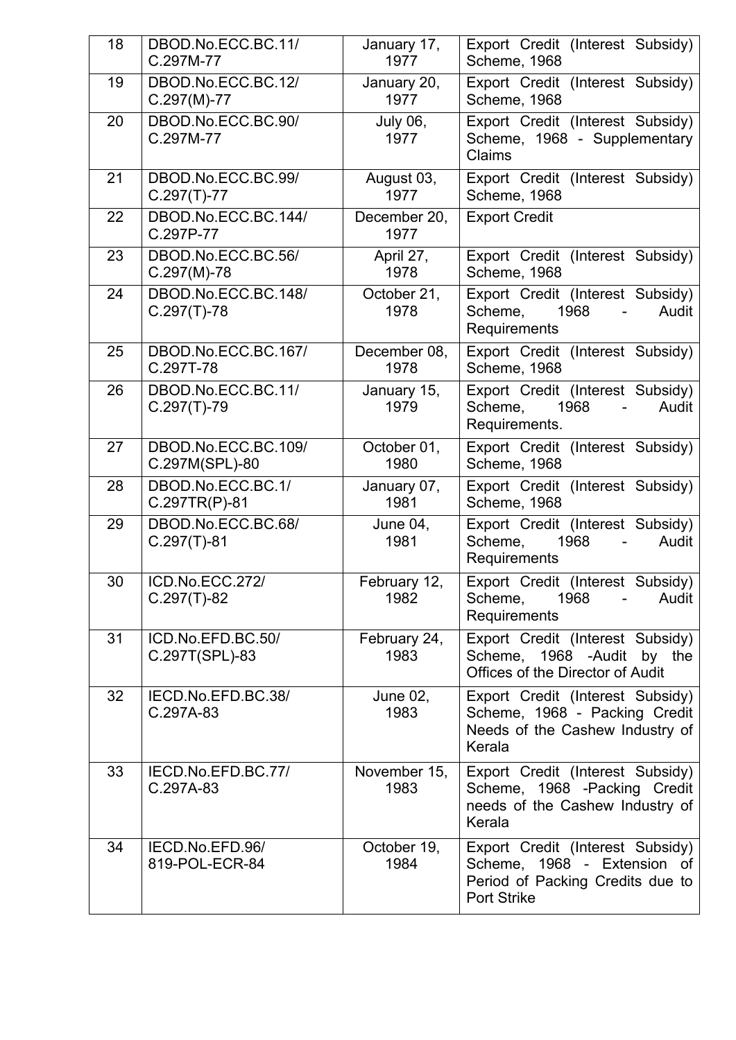| 18 | DBOD.No.ECC.BC.11/ C.297M-77 | January 17, 1977 | Export Credit (Interest Subsidy) Scheme, 1968 |
|---|---|---|---|
| 19 | DBOD.No.ECC.BC.12/ C.297(M)-77 | January 20, 1977 | Export Credit (Interest Subsidy) Scheme, 1968 |
| 20 | DBOD.No.ECC.BC.90/ C.297M-77 | July 06, 1977 | Export Credit (Interest Subsidy) Scheme, 1968 - Supplementary Claims |
| 21 | DBOD.No.ECC.BC.99/ C.297(T)-77 | August 03, 1977 | Export Credit (Interest Subsidy) Scheme, 1968 |
| 22 | DBOD.No.ECC.BC.144/ C.297P-77 | December 20, 1977 | Export Credit |
| 23 | DBOD.No.ECC.BC.56/ C.297(M)-78 | April 27, 1978 | Export Credit (Interest Subsidy) Scheme, 1968 |
| 24 | DBOD.No.ECC.BC.148/ C.297(T)-78 | October 21, 1978 | Export Credit (Interest Subsidy) Scheme, 1968 - Audit Requirements |
| 25 | DBOD.No.ECC.BC.167/ C.297T-78 | December 08, 1978 | Export Credit (Interest Subsidy) Scheme, 1968 |
| 26 | DBOD.No.ECC.BC.11/ C.297(T)-79 | January 15, 1979 | Export Credit (Interest Subsidy) Scheme, 1968 - Audit Requirements. |
| 27 | DBOD.No.ECC.BC.109/ C.297M(SPL)-80 | October 01, 1980 | Export Credit (Interest Subsidy) Scheme, 1968 |
| 28 | DBOD.No.ECC.BC.1/ C.297TR(P)-81 | January 07, 1981 | Export Credit (Interest Subsidy) Scheme, 1968 |
| 29 | DBOD.No.ECC.BC.68/ C.297(T)-81 | June 04, 1981 | Export Credit (Interest Subsidy) Scheme, 1968 - Audit Requirements |
| 30 | ICD.No.ECC.272/ C.297(T)-82 | February 12, 1982 | Export Credit (Interest Subsidy) Scheme, 1968 - Audit Requirements |
| 31 | ICD.No.EFD.BC.50/ C.297T(SPL)-83 | February 24, 1983 | Export Credit (Interest Subsidy) Scheme, 1968 -Audit by the Offices of the Director of Audit |
| 32 | IECD.No.EFD.BC.38/ C.297A-83 | June 02, 1983 | Export Credit (Interest Subsidy) Scheme, 1968 - Packing Credit Needs of the Cashew Industry of Kerala |
| 33 | IECD.No.EFD.BC.77/ C.297A-83 | November 15, 1983 | Export Credit (Interest Subsidy) Scheme, 1968 -Packing Credit needs of the Cashew Industry of Kerala |
| 34 | IECD.No.EFD.96/ 819-POL-ECR-84 | October 19, 1984 | Export Credit (Interest Subsidy) Scheme, 1968 - Extension of Period of Packing Credits due to Port Strike |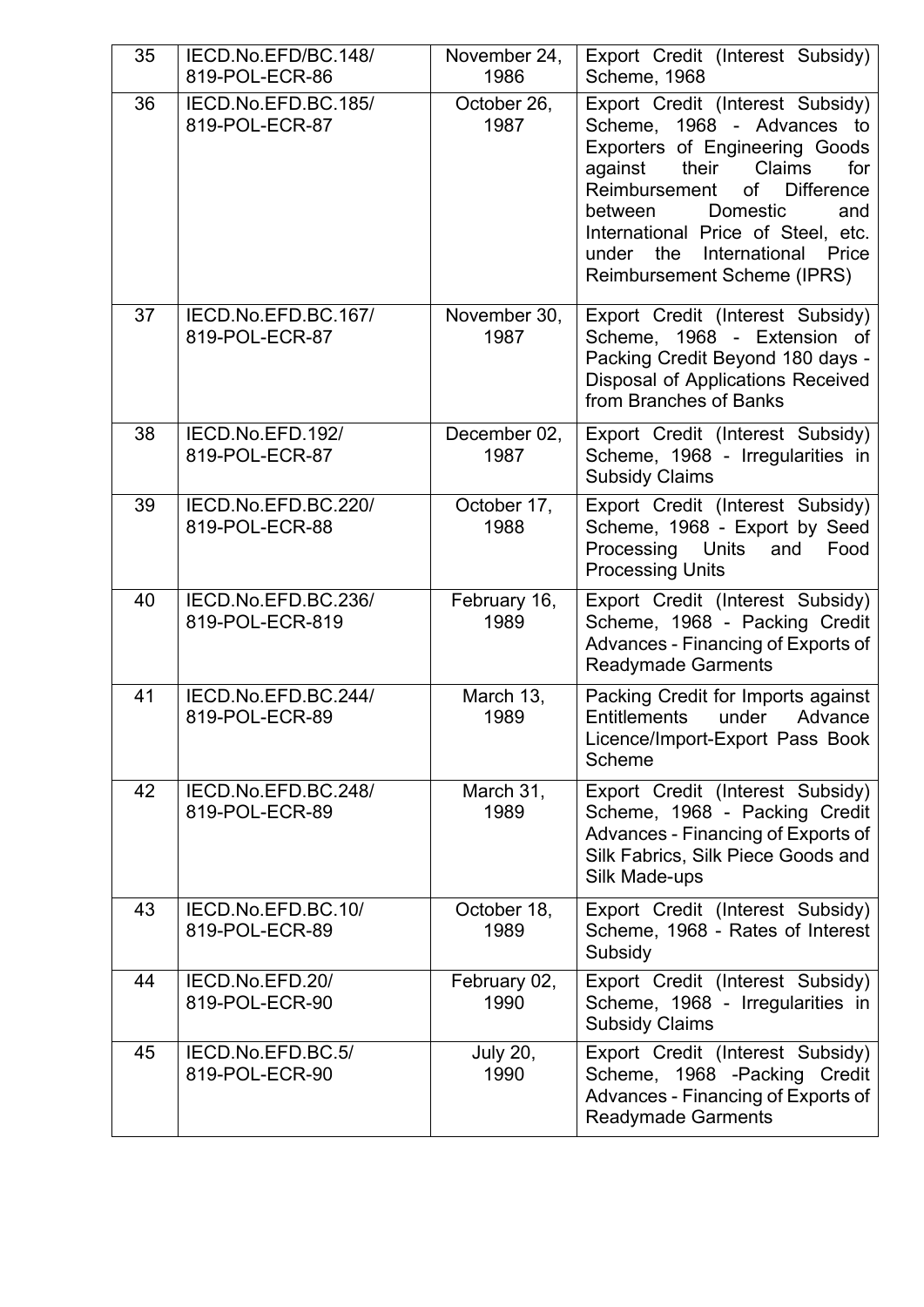| 35 | IECD.No.EFD/BC.148/ 819-POL-ECR-86 | November 24, 1986 | Export Credit (Interest Subsidy) Scheme, 1968 |
|---|---|---|---|
| 36 | IECD.No.EFD.BC.185/ 819-POL-ECR-87 | October 26, 1987 | Export Credit (Interest Subsidy) Scheme, 1968 - Advances to Exporters of Engineering Goods against their Claims for Reimbursement of Difference between Domestic and International Price of Steel, etc. under the International Price Reimbursement Scheme (IPRS) |
| 37 | IECD.No.EFD.BC.167/ 819-POL-ECR-87 | November 30, 1987 | Export Credit (Interest Subsidy) Scheme, 1968 - Extension of Packing Credit Beyond 180 days - Disposal of Applications Received from Branches of Banks |
| 38 | IECD.No.EFD.192/ 819-POL-ECR-87 | December 02, 1987 | Export Credit (Interest Subsidy) Scheme, 1968 - Irregularities in Subsidy Claims |
| 39 | IECD.No.EFD.BC.220/ 819-POL-ECR-88 | October 17, 1988 | Export Credit (Interest Subsidy) Scheme, 1968 - Export by Seed Processing Units and Food Processing Units |
| 40 | IECD.No.EFD.BC.236/ 819-POL-ECR-819 | February 16, 1989 | Export Credit (Interest Subsidy) Scheme, 1968 - Packing Credit Advances - Financing of Exports of Readymade Garments |
| 41 | IECD.No.EFD.BC.244/ 819-POL-ECR-89 | March 13, 1989 | Packing Credit for Imports against Entitlements under Advance Licence/Import-Export Pass Book Scheme |
| 42 | IECD.No.EFD.BC.248/ 819-POL-ECR-89 | March 31, 1989 | Export Credit (Interest Subsidy) Scheme, 1968 - Packing Credit Advances - Financing of Exports of Silk Fabrics, Silk Piece Goods and Silk Made-ups |
| 43 | IECD.No.EFD.BC.10/ 819-POL-ECR-89 | October 18, 1989 | Export Credit (Interest Subsidy) Scheme, 1968 - Rates of Interest Subsidy |
| 44 | IECD.No.EFD.20/ 819-POL-ECR-90 | February 02, 1990 | Export Credit (Interest Subsidy) Scheme, 1968 - Irregularities in Subsidy Claims |
| 45 | IECD.No.EFD.BC.5/ 819-POL-ECR-90 | July 20, 1990 | Export Credit (Interest Subsidy) Scheme, 1968 -Packing Credit Advances - Financing of Exports of Readymade Garments |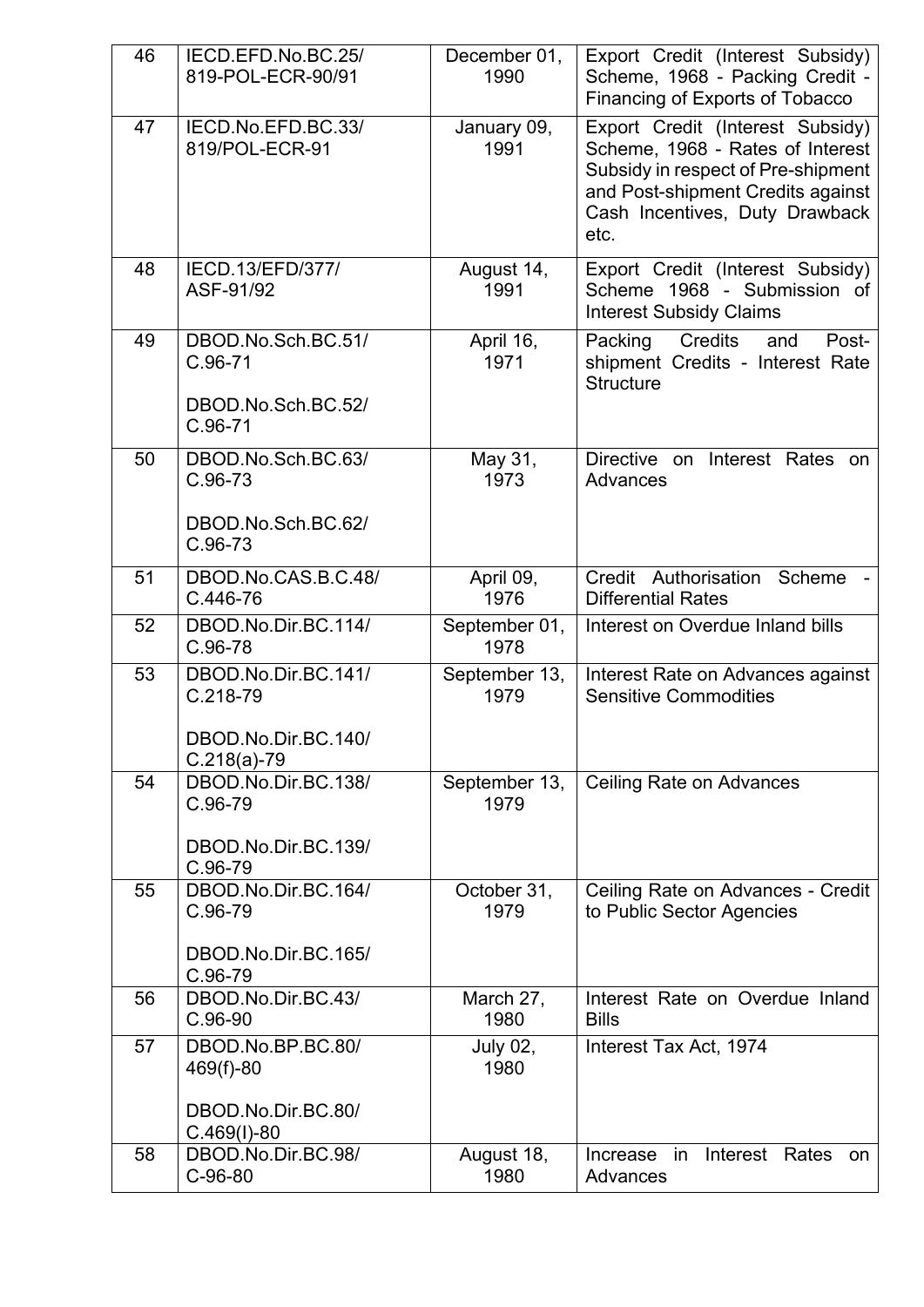| 46 | IECD.EFD.No.BC.25/ 819-POL-ECR-90/91 | December 01, 1990 | Export Credit (Interest Subsidy) Scheme, 1968 - Packing Credit - Financing of Exports of Tobacco |
|---|---|---|---|
| 47 | IECD.No.EFD.BC.33/ 819/POL-ECR-91 | January 09, 1991 | Export Credit (Interest Subsidy) Scheme, 1968 - Rates of Interest Subsidy in respect of Pre-shipment and Post-shipment Credits against Cash Incentives, Duty Drawback etc. |
| 48 | IECD.13/EFD/377/ ASF-91/92 | August 14, 1991 | Export Credit (Interest Subsidy) Scheme 1968 - Submission of Interest Subsidy Claims |
| 49 | DBOD.No.Sch.BC.51/ C.96-71<br><br>DBOD.No.Sch.BC.52/ C.96-71 | April 16, 1971 | Packing Credits and Post-shipment Credits - Interest Rate Structure |
| 50 | DBOD.No.Sch.BC.63/ C.96-73<br><br>DBOD.No.Sch.BC.62/ C.96-73 | May 31, 1973 | Directive on Interest Rates on Advances |
| 51 | DBOD.No.CAS.B.C.48/ C.446-76 | April 09, 1976 | Credit Authorisation Scheme - Differential Rates |
| 52 | DBOD.No.Dir.BC.114/ C.96-78 | September 01, 1978 | Interest on Overdue Inland bills |
| 53 | DBOD.No.Dir.BC.141/ C.218-79<br><br>DBOD.No.Dir.BC.140/ C.218(a)-79 | September 13, 1979 | Interest Rate on Advances against Sensitive Commodities |
| 54 | DBOD.No.Dir.BC.138/ C.96-79<br><br>DBOD.No.Dir.BC.139/ C.96-79 | September 13, 1979 | Ceiling Rate on Advances |
| 55 | DBOD.No.Dir.BC.164/ C.96-79<br><br>DBOD.No.Dir.BC.165/ C.96-79 | October 31, 1979 | Ceiling Rate on Advances - Credit to Public Sector Agencies |
| 56 | DBOD.No.Dir.BC.43/ C.96-90 | March 27, 1980 | Interest Rate on Overdue Inland Bills |
| 57 | DBOD.No.BP.BC.80/ 469(f)-80<br><br>DBOD.No.Dir.BC.80/ C.469(I)-80 | July 02, 1980 | Interest Tax Act, 1974 |
| 58 | DBOD.No.Dir.BC.98/ C-96-80 | August 18, 1980 | Increase in Interest Rates on Advances |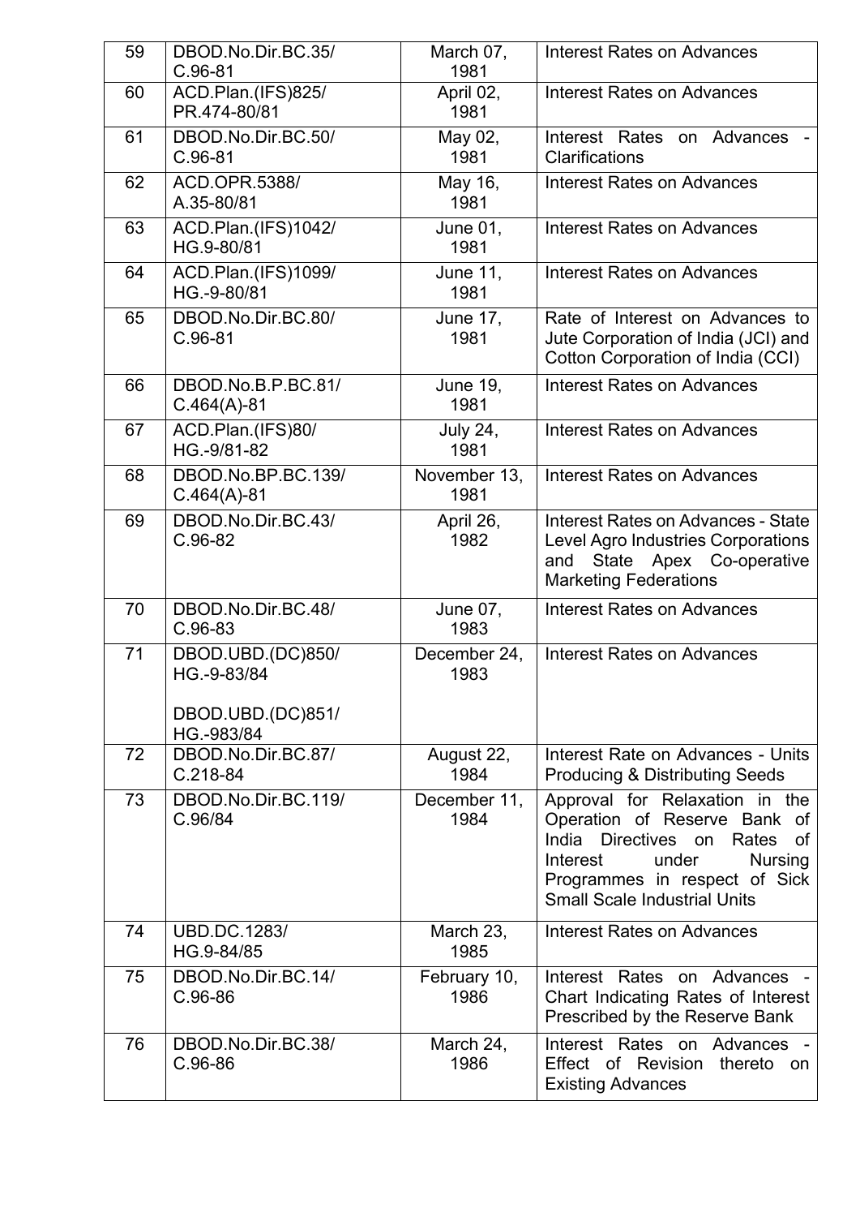| 59 | DBOD.No.Dir.BC.35/ C.96-81 | March 07, 1981 | Interest Rates on Advances |
|---|---|---|---|
| 60 | ACD.Plan.(IFS)825/ PR.474-80/81 | April 02, 1981 | Interest Rates on Advances |
| 61 | DBOD.No.Dir.BC.50/ C.96-81 | May 02, 1981 | Interest Rates on Advances - Clarifications |
| 62 | ACD.OPR.5388/ A.35-80/81 | May 16, 1981 | Interest Rates on Advances |
| 63 | ACD.Plan.(IFS)1042/ HG.9-80/81 | June 01, 1981 | Interest Rates on Advances |
| 64 | ACD.Plan.(IFS)1099/ HG.-9-80/81 | June 11, 1981 | Interest Rates on Advances |
| 65 | DBOD.No.Dir.BC.80/ C.96-81 | June 17, 1981 | Rate of Interest on Advances to Jute Corporation of India (JCI) and Cotton Corporation of India (CCI) |
| 66 | DBOD.No.B.P.BC.81/ C.464(A)-81 | June 19, 1981 | Interest Rates on Advances |
| 67 | ACD.Plan.(IFS)80/ HG.-9/81-82 | July 24, 1981 | Interest Rates on Advances |
| 68 | DBOD.No.BP.BC.139/ C.464(A)-81 | November 13, 1981 | Interest Rates on Advances |
| 69 | DBOD.No.Dir.BC.43/ C.96-82 | April 26, 1982 | Interest Rates on Advances - State Level Agro Industries Corporations and State Apex Co-operative Marketing Federations |
| 70 | DBOD.No.Dir.BC.48/ C.96-83 | June 07, 1983 | Interest Rates on Advances |
| 71 | DBOD.UBD.(DC)850/ HG.-9-83/84<br><br>DBOD.UBD.(DC)851/ HG.-983/84 | December 24, 1983 | Interest Rates on Advances |
| 72 | DBOD.No.Dir.BC.87/ C.218-84 | August 22, 1984 | Interest Rate on Advances - Units Producing & Distributing Seeds |
| 73 | DBOD.No.Dir.BC.119/ C.96/84 | December 11, 1984 | Approval for Relaxation in the Operation of Reserve Bank of India Directives on Rates of Interest under Nursing Programmes in respect of Sick Small Scale Industrial Units |
| 74 | UBD.DC.1283/ HG.9-84/85 | March 23, 1985 | Interest Rates on Advances |
| 75 | DBOD.No.Dir.BC.14/ C.96-86 | February 10, 1986 | Interest Rates on Advances - Chart Indicating Rates of Interest Prescribed by the Reserve Bank |
| 76 | DBOD.No.Dir.BC.38/ C.96-86 | March 24, 1986 | Interest Rates on Advances - Effect of Revision thereto on Existing Advances |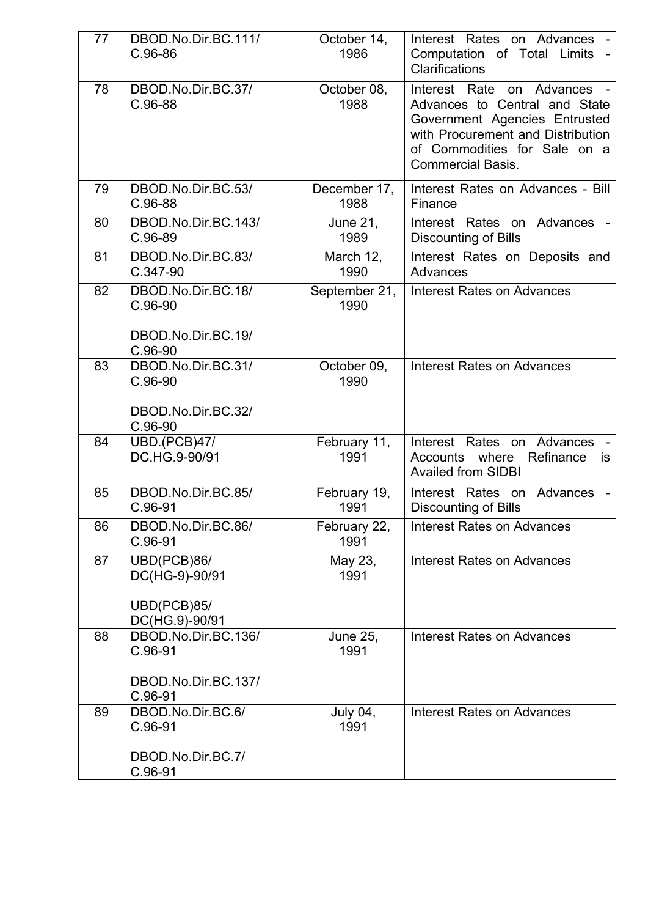| 77 | DBOD.No.Dir.BC.111/ C.96-86 | October 14, 1986 | Interest Rates on Advances - Computation of Total Limits - Clarifications |
|---|---|---|---|
| 78 | DBOD.No.Dir.BC.37/ C.96-88 | October 08, 1988 | Interest Rate on Advances - Advances to Central and State Government Agencies Entrusted with Procurement and Distribution of Commodities for Sale on a Commercial Basis. |
| 79 | DBOD.No.Dir.BC.53/ C.96-88 | December 17, 1988 | Interest Rates on Advances - Bill Finance |
| 80 | DBOD.No.Dir.BC.143/ C.96-89 | June 21, 1989 | Interest Rates on Advances - Discounting of Bills |
| 81 | DBOD.No.Dir.BC.83/ C.347-90 | March 12, 1990 | Interest Rates on Deposits and Advances |
| 82 | DBOD.No.Dir.BC.18/ C.96-90<br><br>DBOD.No.Dir.BC.19/ C.96-90 | September 21, 1990 | Interest Rates on Advances |
| 83 | DBOD.No.Dir.BC.31/ C.96-90<br><br>DBOD.No.Dir.BC.32/ C.96-90 | October 09, 1990 | Interest Rates on Advances |
| 84 | UBD.(PCB)47/ DC.HG.9-90/91 | February 11, 1991 | Interest Rates on Advances - Accounts where Refinance is Availed from SIDBI |
| 85 | DBOD.No.Dir.BC.85/ C.96-91 | February 19, 1991 | Interest Rates on Advances - Discounting of Bills |
| 86 | DBOD.No.Dir.BC.86/ C.96-91 | February 22, 1991 | Interest Rates on Advances |
| 87 | UBD(PCB)86/ DC(HG-9)-90/91<br><br>UBD(PCB)85/ DC(HG.9)-90/91 | May 23, 1991 | Interest Rates on Advances |
| 88 | DBOD.No.Dir.BC.136/ C.96-91<br><br>DBOD.No.Dir.BC.137/ C.96-91 | June 25, 1991 | Interest Rates on Advances |
| 89 | DBOD.No.Dir.BC.6/ C.96-91<br><br>DBOD.No.Dir.BC.7/ C.96-91 | July 04, 1991 | Interest Rates on Advances |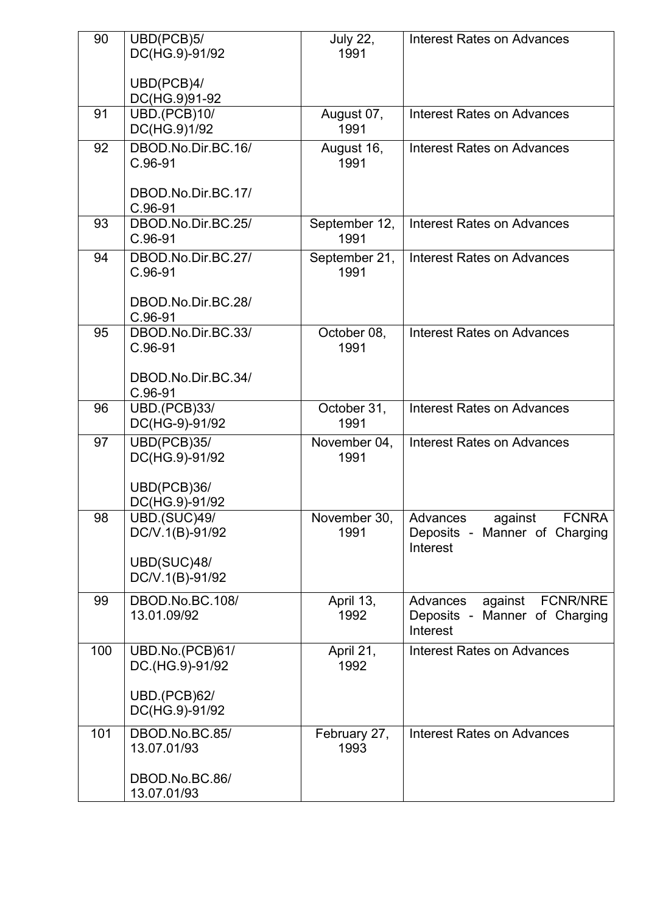| 90 | UBD(PCB)5/ DC(HG.9)-91/92<br><br>UBD(PCB)4/ DC(HG.9)91-92 | July 22, 1991 | Interest Rates on Advances |
|---|---|---|---|
| 91 | UBD.(PCB)10/ DC(HG.9)1/92 | August 07, 1991 | Interest Rates on Advances |
| 92 | DBOD.No.Dir.BC.16/ C.96-91<br><br>DBOD.No.Dir.BC.17/ C.96-91 | August 16, 1991 | Interest Rates on Advances |
| 93 | DBOD.No.Dir.BC.25/ C.96-91 | September 12, 1991 | Interest Rates on Advances |
| 94 | DBOD.No.Dir.BC.27/ C.96-91<br><br>DBOD.No.Dir.BC.28/ C.96-91 | September 21, 1991 | Interest Rates on Advances |
| 95 | DBOD.No.Dir.BC.33/ C.96-91<br><br>DBOD.No.Dir.BC.34/ C.96-91 | October 08, 1991 | Interest Rates on Advances |
| 96 | UBD.(PCB)33/ DC(HG-9)-91/92 | October 31, 1991 | Interest Rates on Advances |
| 97 | UBD(PCB)35/ DC(HG.9)-91/92<br><br>UBD(PCB)36/ DC(HG.9)-91/92 | November 04, 1991 | Interest Rates on Advances |
| 98 | UBD.(SUC)49/ DC/V.1(B)-91/92<br><br>UBD(SUC)48/ DC/V.1(B)-91/92 | November 30, 1991 | Advances against FCNRA Deposits - Manner of Charging Interest |
| 99 | DBOD.No.BC.108/ 13.01.09/92 | April 13, 1992 | Advances against FCNR/NRE Deposits - Manner of Charging Interest |
| 100 | UBD.No.(PCB)61/ DC.(HG.9)-91/92<br><br>UBD.(PCB)62/ DC(HG.9)-91/92 | April 21, 1992 | Interest Rates on Advances |
| 101 | DBOD.No.BC.85/ 13.07.01/93<br><br>DBOD.No.BC.86/ 13.07.01/93 | February 27, 1993 | Interest Rates on Advances |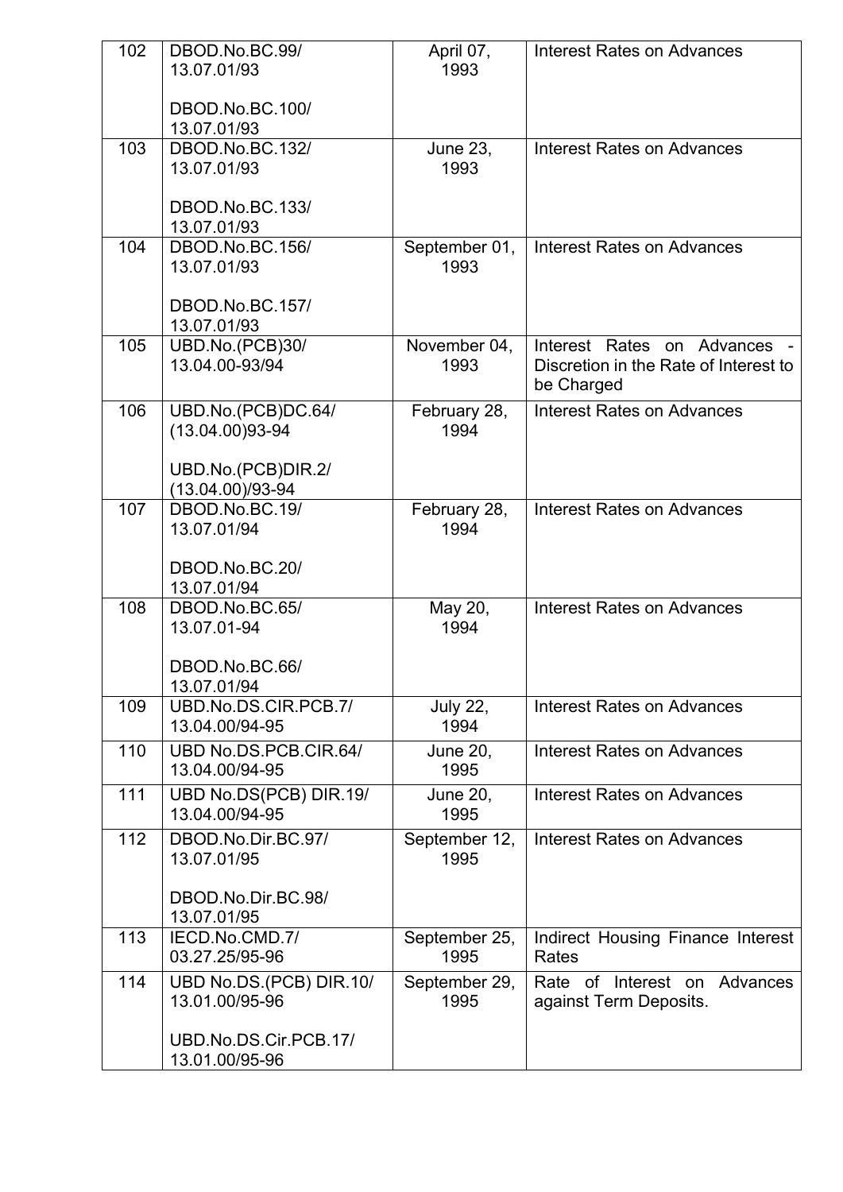| 102 | DBOD.No.BC.99/ 13.07.01/93<br><br>DBOD.No.BC.100/ 13.07.01/93 | April 07, 1993 | Interest Rates on Advances |
|---|---|---|---|
| 103 | DBOD.No.BC.132/ 13.07.01/93<br><br>DBOD.No.BC.133/ 13.07.01/93 | June 23, 1993 | Interest Rates on Advances |
| 104 | DBOD.No.BC.156/ 13.07.01/93<br><br>DBOD.No.BC.157/ 13.07.01/93 | September 01, 1993 | Interest Rates on Advances |
| 105 | UBD.No.(PCB)30/ 13.04.00-93/94 | November 04, 1993 | Interest Rates on Advances - Discretion in the Rate of Interest to be Charged |
| 106 | UBD.No.(PCB)DC.64/ (13.04.00)93-94<br><br>UBD.No.(PCB)DIR.2/ (13.04.00)/93-94 | February 28, 1994 | Interest Rates on Advances |
| 107 | DBOD.No.BC.19/ 13.07.01/94<br><br>DBOD.No.BC.20/ 13.07.01/94 | February 28, 1994 | Interest Rates on Advances |
| 108 | DBOD.No.BC.65/ 13.07.01-94<br><br>DBOD.No.BC.66/ 13.07.01/94 | May 20, 1994 | Interest Rates on Advances |
| 109 | UBD.No.DS.CIR.PCB.7/ 13.04.00/94-95 | July 22, 1994 | Interest Rates on Advances |
| 110 | UBD No.DS.PCB.CIR.64/ 13.04.00/94-95 | June 20, 1995 | Interest Rates on Advances |
| 111 | UBD No.DS(PCB) DIR.19/ 13.04.00/94-95 | June 20, 1995 | Interest Rates on Advances |
| 112 | DBOD.No.Dir.BC.97/ 13.07.01/95<br><br>DBOD.No.Dir.BC.98/ 13.07.01/95 | September 12, 1995 | Interest Rates on Advances |
| 113 | IECD.No.CMD.7/ 03.27.25/95-96 | September 25, 1995 | Indirect Housing Finance Interest Rates |
| 114 | UBD No.DS.(PCB) DIR.10/ 13.01.00/95-96<br><br>UBD.No.DS.Cir.PCB.17/ 13.01.00/95-96 | September 29, 1995 | Rate of Interest on Advances against Term Deposits. |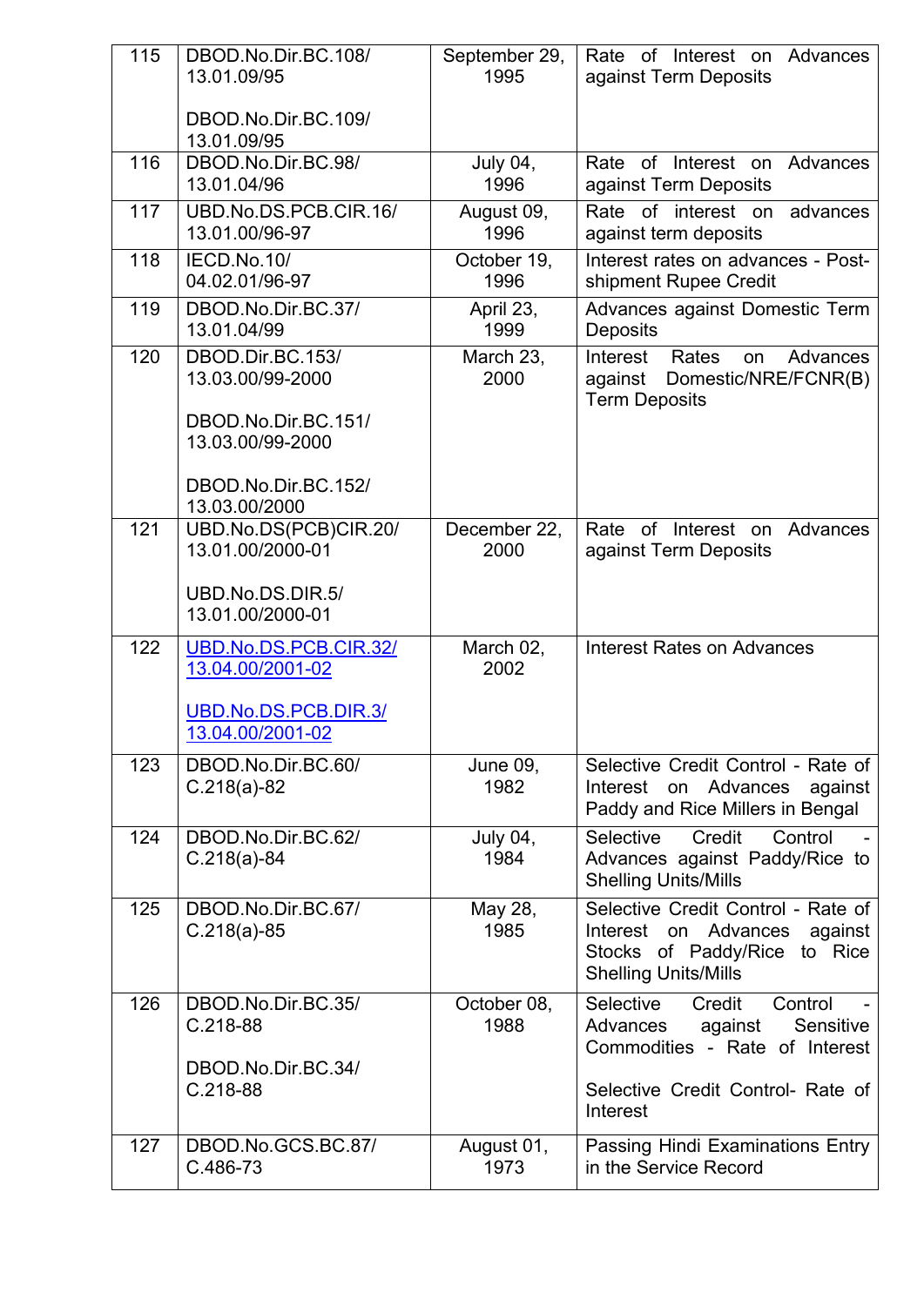| 115 | DBOD.No.Dir.BC.108/ 13.01.09/95<br><br>DBOD.No.Dir.BC.109/ 13.01.09/95 | September 29, 1995 | Rate of Interest on Advances against Term Deposits |
|---|---|---|---|
| 116 | DBOD.No.Dir.BC.98/ 13.01.04/96 | July 04, 1996 | Rate of Interest on Advances against Term Deposits |
| 117 | UBD.No.DS.PCB.CIR.16/ 13.01.00/96-97 | August 09, 1996 | Rate of interest on advances against term deposits |
| 118 | IECD.No.10/ 04.02.01/96-97 | October 19, 1996 | Interest rates on advances - Post-shipment Rupee Credit |
| 119 | DBOD.No.Dir.BC.37/ 13.01.04/99 | April 23, 1999 | Advances against Domestic Term Deposits |
| 120 | DBOD.Dir.BC.153/ 13.03.00/99-2000<br><br>DBOD.No.Dir.BC.151/ 13.03.00/99-2000<br><br>DBOD.No.Dir.BC.152/ 13.03.00/2000 | March 23, 2000 | Interest Rates on Advances against Domestic/NRE/FCNR(B) Term Deposits |
| 121 | UBD.No.DS(PCB)CIR.20/ 13.01.00/2000-01<br><br>UBD.No.DS.DIR.5/ 13.01.00/2000-01 | December 22, 2000 | Rate of Interest on Advances against Term Deposits |
| 122 | UBD.No.DS.PCB.CIR.32/ 13.04.00/2001-02<br><br>UBD.No.DS.PCB.DIR.3/ 13.04.00/2001-02 | March 02, 2002 | Interest Rates on Advances |
| 123 | DBOD.No.Dir.BC.60/ C.218(a)-82 | June 09, 1982 | Selective Credit Control - Rate of Interest on Advances against Paddy and Rice Millers in Bengal |
| 124 | DBOD.No.Dir.BC.62/ C.218(a)-84 | July 04, 1984 | Selective Credit Control - Advances against Paddy/Rice to Shelling Units/Mills |
| 125 | DBOD.No.Dir.BC.67/ C.218(a)-85 | May 28, 1985 | Selective Credit Control - Rate of Interest on Advances against Stocks of Paddy/Rice to Rice Shelling Units/Mills |
| 126 | DBOD.No.Dir.BC.35/ C.218-88<br><br>DBOD.No.Dir.BC.34/ C.218-88 | October 08, 1988 | Selective Credit Control - Advances against Sensitive Commodities - Rate of Interest<br><br>Selective Credit Control- Rate of Interest |
| 127 | DBOD.No.GCS.BC.87/ C.486-73 | August 01, 1973 | Passing Hindi Examinations Entry in the Service Record |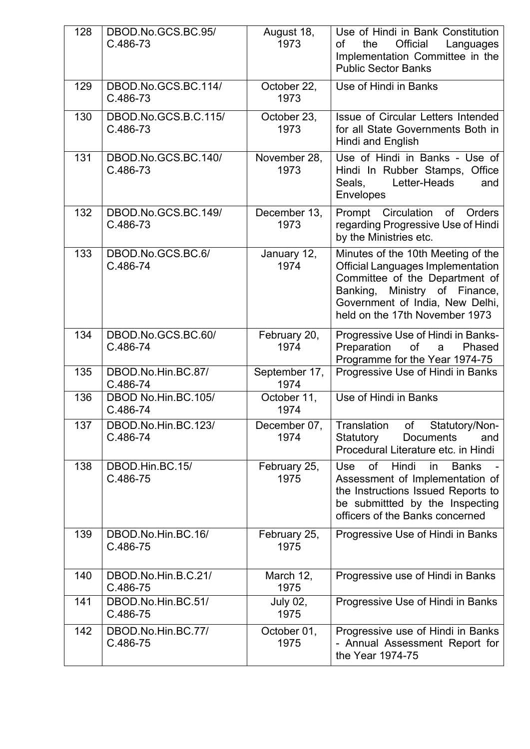| 128 | DBOD.No.GCS.BC.95/ C.486-73 | August 18, 1973 | Use of Hindi in Bank Constitution of the Official Languages Implementation Committee in the Public Sector Banks |
|---|---|---|---|
| 129 | DBOD.No.GCS.BC.114/ C.486-73 | October 22, 1973 | Use of Hindi in Banks |
| 130 | DBOD.No.GCS.B.C.115/ C.486-73 | October 23, 1973 | Issue of Circular Letters Intended for all State Governments Both in Hindi and English |
| 131 | DBOD.No.GCS.BC.140/ C.486-73 | November 28, 1973 | Use of Hindi in Banks - Use of Hindi In Rubber Stamps, Office Seals, Letter-Heads and Envelopes |
| 132 | DBOD.No.GCS.BC.149/ C.486-73 | December 13, 1973 | Prompt Circulation of Orders regarding Progressive Use of Hindi by the Ministries etc. |
| 133 | DBOD.No.GCS.BC.6/ C.486-74 | January 12, 1974 | Minutes of the 10th Meeting of the Official Languages Implementation Committee of the Department of Banking, Ministry of Finance, Government of India, New Delhi, held on the 17th November 1973 |
| 134 | DBOD.No.GCS.BC.60/ C.486-74 | February 20, 1974 | Progressive Use of Hindi in Banks-Preparation of a Phased Programme for the Year 1974-75 |
| 135 | DBOD.No.Hin.BC.87/ C.486-74 | September 17, 1974 | Progressive Use of Hindi in Banks |
| 136 | DBOD No.Hin.BC.105/ C.486-74 | October 11, 1974 | Use of Hindi in Banks |
| 137 | DBOD.No.Hin.BC.123/ C.486-74 | December 07, 1974 | Translation of Statutory/Non-Statutory Documents and Procedural Literature etc. in Hindi |
| 138 | DBOD.Hin.BC.15/ C.486-75 | February 25, 1975 | Use of Hindi in Banks - Assessment of Implementation of the Instructions Issued Reports to be submittted by the Inspecting officers of the Banks concerned |
| 139 | DBOD.No.Hin.BC.16/ C.486-75 | February 25, 1975 | Progressive Use of Hindi in Banks |
| 140 | DBOD.No.Hin.B.C.21/ C.486-75 | March 12, 1975 | Progressive use of Hindi in Banks |
| 141 | DBOD.No.Hin.BC.51/ C.486-75 | July 02, 1975 | Progressive Use of Hindi in Banks |
| 142 | DBOD.No.Hin.BC.77/ C.486-75 | October 01, 1975 | Progressive use of Hindi in Banks - Annual Assessment Report for the Year 1974-75 |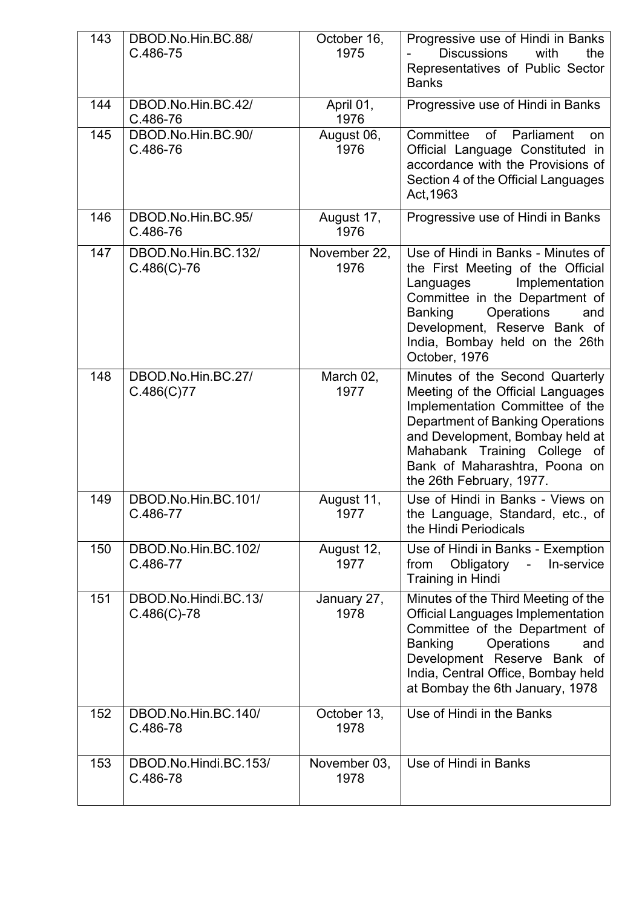| 143 | DBOD.No.Hin.BC.88/ C.486-75 | October 16, 1975 | Progressive use of Hindi in Banks - Discussions with the Representatives of Public Sector Banks |
|---|---|---|---|
| 144 | DBOD.No.Hin.BC.42/ C.486-76 | April 01, 1976 | Progressive use of Hindi in Banks |
| 145 | DBOD.No.Hin.BC.90/ C.486-76 | August 06, 1976 | Committee of Parliament on Official Language Constituted in accordance with the Provisions of Section 4 of the Official Languages Act,1963 |
| 146 | DBOD.No.Hin.BC.95/ C.486-76 | August 17, 1976 | Progressive use of Hindi in Banks |
| 147 | DBOD.No.Hin.BC.132/ C.486(C)-76 | November 22, 1976 | Use of Hindi in Banks - Minutes of the First Meeting of the Official Languages Implementation Committee in the Department of Banking Operations and Development, Reserve Bank of India, Bombay held on the 26th October, 1976 |
| 148 | DBOD.No.Hin.BC.27/ C.486(C)77 | March 02, 1977 | Minutes of the Second Quarterly Meeting of the Official Languages Implementation Committee of the Department of Banking Operations and Development, Bombay held at Mahabank Training College of Bank of Maharashtra, Poona on the 26th February, 1977. |
| 149 | DBOD.No.Hin.BC.101/ C.486-77 | August 11, 1977 | Use of Hindi in Banks - Views on the Language, Standard, etc., of the Hindi Periodicals |
| 150 | DBOD.No.Hin.BC.102/ C.486-77 | August 12, 1977 | Use of Hindi in Banks - Exemption from Obligatory - In-service Training in Hindi |
| 151 | DBOD.No.Hindi.BC.13/ C.486(C)-78 | January 27, 1978 | Minutes of the Third Meeting of the Official Languages Implementation Committee of the Department of Banking Operations and Development Reserve Bank of India, Central Office, Bombay held at Bombay the 6th January, 1978 |
| 152 | DBOD.No.Hin.BC.140/ C.486-78 | October 13, 1978 | Use of Hindi in the Banks |
| 153 | DBOD.No.Hindi.BC.153/ C.486-78 | November 03, 1978 | Use of Hindi in Banks |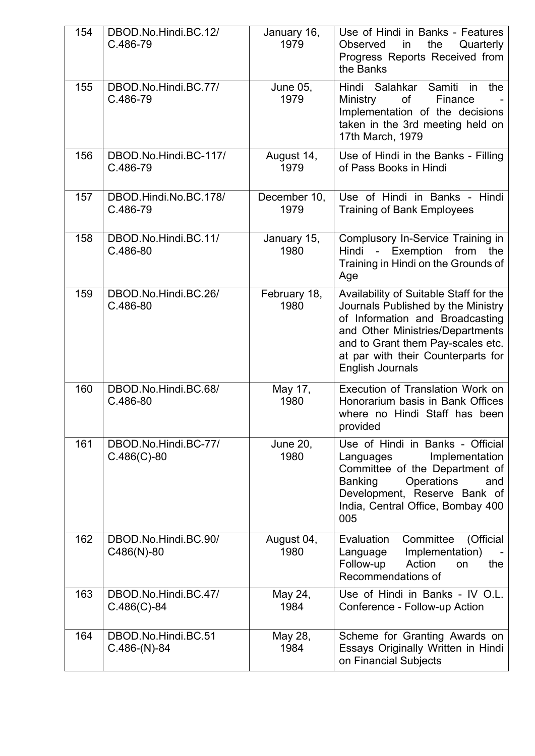| 154 | DBOD.No.Hindi.BC.12/ C.486-79 | January 16, 1979 | Use of Hindi in Banks - Features Observed in the Quarterly Progress Reports Received from the Banks |
|---|---|---|---|
| 155 | DBOD.No.Hindi.BC.77/ C.486-79 | June 05, 1979 | Hindi Salahkar Samiti in the Ministry of Finance - Implementation of the decisions taken in the 3rd meeting held on 17th March, 1979 |
| 156 | DBOD.No.Hindi.BC-117/ C.486-79 | August 14, 1979 | Use of Hindi in the Banks - Filling of Pass Books in Hindi |
| 157 | DBOD.Hindi.No.BC.178/ C.486-79 | December 10, 1979 | Use of Hindi in Banks - Hindi Training of Bank Employees |
| 158 | DBOD.No.Hindi.BC.11/ C.486-80 | January 15, 1980 | Complusory In-Service Training in Hindi - Exemption from the Training in Hindi on the Grounds of Age |
| 159 | DBOD.No.Hindi.BC.26/ C.486-80 | February 18, 1980 | Availability of Suitable Staff for the Journals Published by the Ministry of Information and Broadcasting and Other Ministries/Departments and to Grant them Pay-scales etc. at par with their Counterparts for English Journals |
| 160 | DBOD.No.Hindi.BC.68/ C.486-80 | May 17, 1980 | Execution of Translation Work on Honorarium basis in Bank Offices where no Hindi Staff has been provided |
| 161 | DBOD.No.Hindi.BC-77/ C.486(C)-80 | June 20, 1980 | Use of Hindi in Banks - Official Languages Implementation Committee of the Department of Banking Operations and Development, Reserve Bank of India, Central Office, Bombay 400 005 |
| 162 | DBOD.No.Hindi.BC.90/ C486(N)-80 | August 04, 1980 | Evaluation Committee (Official Language Implementation) - Follow-up Action on the Recommendations of |
| 163 | DBOD.No.Hindi.BC.47/ C.486(C)-84 | May 24, 1984 | Use of Hindi in Banks - IV O.L. Conference - Follow-up Action |
| 164 | DBOD.No.Hindi.BC.51 C.486-(N)-84 | May 28, 1984 | Scheme for Granting Awards on Essays Originally Written in Hindi on Financial Subjects |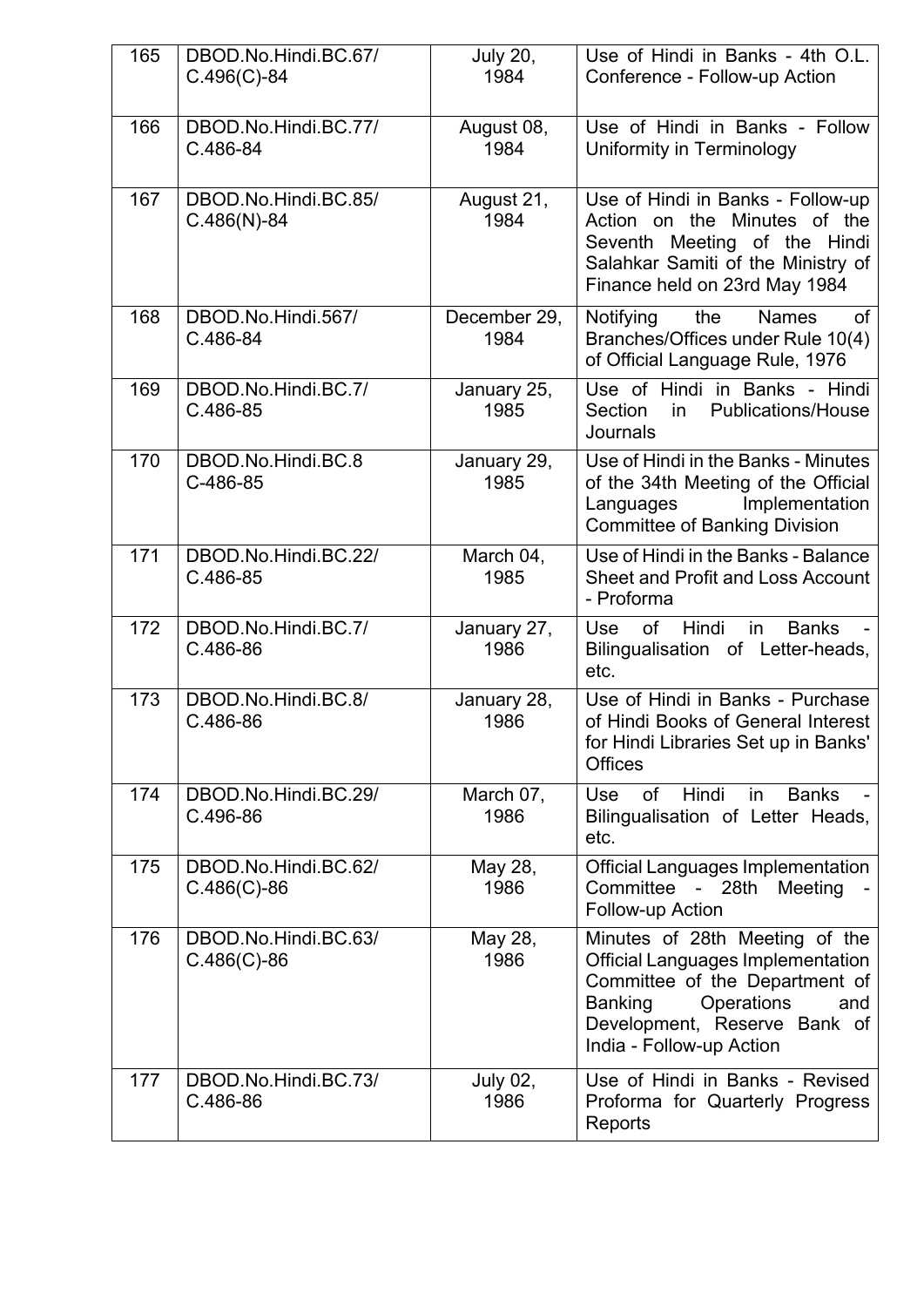| 165 | DBOD.No.Hindi.BC.67/ C.496(C)-84 | July 20, 1984 | Use of Hindi in Banks - 4th O.L. Conference - Follow-up Action |
|---|---|---|---|
| 166 | DBOD.No.Hindi.BC.77/ C.486-84 | August 08, 1984 | Use of Hindi in Banks - Follow Uniformity in Terminology |
| 167 | DBOD.No.Hindi.BC.85/ C.486(N)-84 | August 21, 1984 | Use of Hindi in Banks - Follow-up Action on the Minutes of the Seventh Meeting of the Hindi Salahkar Samiti of the Ministry of Finance held on 23rd May 1984 |
| 168 | DBOD.No.Hindi.567/ C.486-84 | December 29, 1984 | Notifying the Names of Branches/Offices under Rule 10(4) of Official Language Rule, 1976 |
| 169 | DBOD.No.Hindi.BC.7/ C.486-85 | January 25, 1985 | Use of Hindi in Banks - Hindi Section in Publications/House Journals |
| 170 | DBOD.No.Hindi.BC.8 C-486-85 | January 29, 1985 | Use of Hindi in the Banks - Minutes of the 34th Meeting of the Official Languages Implementation Committee of Banking Division |
| 171 | DBOD.No.Hindi.BC.22/ C.486-85 | March 04, 1985 | Use of Hindi in the Banks - Balance Sheet and Profit and Loss Account - Proforma |
| 172 | DBOD.No.Hindi.BC.7/ C.486-86 | January 27, 1986 | Use of Hindi in Banks - Bilingualisation of Letter-heads, etc. |
| 173 | DBOD.No.Hindi.BC.8/ C.486-86 | January 28, 1986 | Use of Hindi in Banks - Purchase of Hindi Books of General Interest for Hindi Libraries Set up in Banks' Offices |
| 174 | DBOD.No.Hindi.BC.29/ C.496-86 | March 07, 1986 | Use of Hindi in Banks - Bilingualisation of Letter Heads, etc. |
| 175 | DBOD.No.Hindi.BC.62/ C.486(C)-86 | May 28, 1986 | Official Languages Implementation Committee - 28th Meeting - Follow-up Action |
| 176 | DBOD.No.Hindi.BC.63/ C.486(C)-86 | May 28, 1986 | Minutes of 28th Meeting of the Official Languages Implementation Committee of the Department of Banking Operations and Development, Reserve Bank of India - Follow-up Action |
| 177 | DBOD.No.Hindi.BC.73/ C.486-86 | July 02, 1986 | Use of Hindi in Banks - Revised Proforma for Quarterly Progress Reports |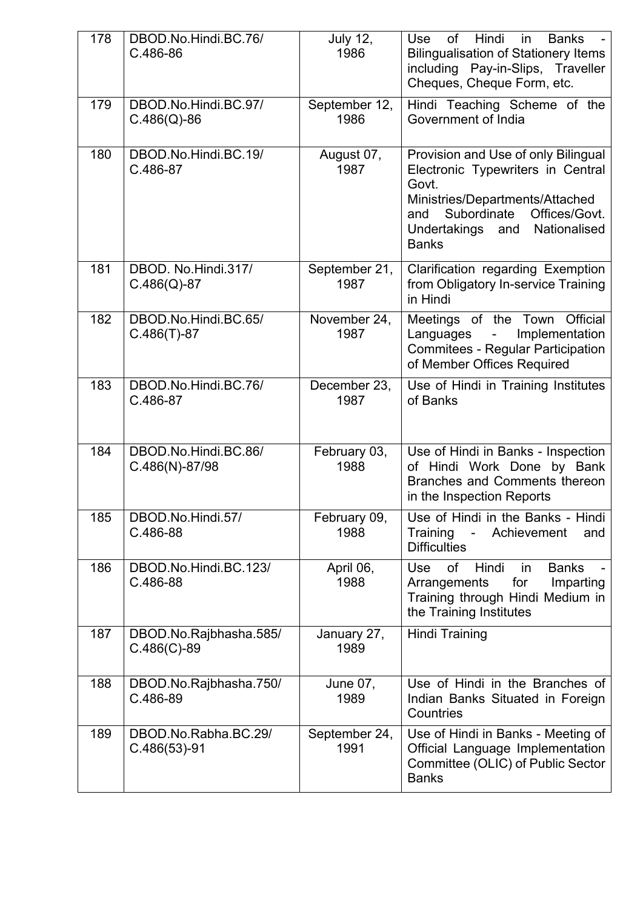| 178 | DBOD.No.Hindi.BC.76/ C.486-86 | July 12, 1986 | Use of Hindi in Banks - Bilingualisation of Stationery Items including Pay-in-Slips, Traveller Cheques, Cheque Form, etc. |
|---|---|---|---|
| 179 | DBOD.No.Hindi.BC.97/ C.486(Q)-86 | September 12, 1986 | Hindi Teaching Scheme of the Government of India |
| 180 | DBOD.No.Hindi.BC.19/ C.486-87 | August 07, 1987 | Provision and Use of only Bilingual Electronic Typewriters in Central Govt. Ministries/Departments/Attached and Subordinate Offices/Govt. Undertakings and Nationalised Banks |
| 181 | DBOD. No.Hindi.317/ C.486(Q)-87 | September 21, 1987 | Clarification regarding Exemption from Obligatory In-service Training in Hindi |
| 182 | DBOD.No.Hindi.BC.65/ C.486(T)-87 | November 24, 1987 | Meetings of the Town Official Languages - Implementation Commitees - Regular Participation of Member Offices Required |
| 183 | DBOD.No.Hindi.BC.76/ C.486-87 | December 23, 1987 | Use of Hindi in Training Institutes of Banks |
| 184 | DBOD.No.Hindi.BC.86/ C.486(N)-87/98 | February 03, 1988 | Use of Hindi in Banks - Inspection of Hindi Work Done by Bank Branches and Comments thereon in the Inspection Reports |
| 185 | DBOD.No.Hindi.57/ C.486-88 | February 09, 1988 | Use of Hindi in the Banks - Hindi Training - Achievement and Difficulties |
| 186 | DBOD.No.Hindi.BC.123/ C.486-88 | April 06, 1988 | Use of Hindi in Banks - Arrangements for Imparting Training through Hindi Medium in the Training Institutes |
| 187 | DBOD.No.Rajbhasha.585/ C.486(C)-89 | January 27, 1989 | Hindi Training |
| 188 | DBOD.No.Rajbhasha.750/ C.486-89 | June 07, 1989 | Use of Hindi in the Branches of Indian Banks Situated in Foreign Countries |
| 189 | DBOD.No.Rabha.BC.29/ C.486(53)-91 | September 24, 1991 | Use of Hindi in Banks - Meeting of Official Language Implementation Committee (OLIC) of Public Sector Banks |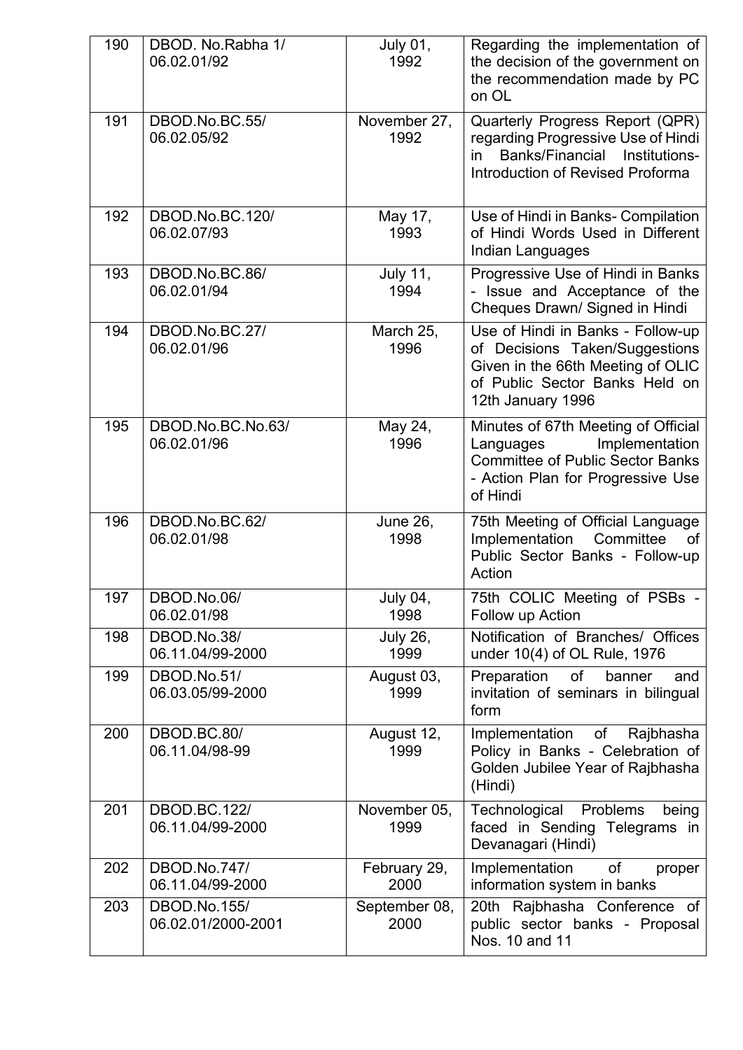| 190 | DBOD. No.Rabha 1/ 06.02.01/92 | July 01, 1992 | Regarding the implementation of the decision of the government on the recommendation made by PC on OL |
|---|---|---|---|
| 191 | DBOD.No.BC.55/ 06.02.05/92 | November 27, 1992 | Quarterly Progress Report (QPR) regarding Progressive Use of Hindi in Banks/Financial Institutions- Introduction of Revised Proforma |
| 192 | DBOD.No.BC.120/ 06.02.07/93 | May 17, 1993 | Use of Hindi in Banks- Compilation of Hindi Words Used in Different Indian Languages |
| 193 | DBOD.No.BC.86/ 06.02.01/94 | July 11, 1994 | Progressive Use of Hindi in Banks - Issue and Acceptance of the Cheques Drawn/ Signed in Hindi |
| 194 | DBOD.No.BC.27/ 06.02.01/96 | March 25, 1996 | Use of Hindi in Banks - Follow-up of Decisions Taken/Suggestions Given in the 66th Meeting of OLIC of Public Sector Banks Held on 12th January 1996 |
| 195 | DBOD.No.BC.No.63/ 06.02.01/96 | May 24, 1996 | Minutes of 67th Meeting of Official Languages Implementation Committee of Public Sector Banks - Action Plan for Progressive Use of Hindi |
| 196 | DBOD.No.BC.62/ 06.02.01/98 | June 26, 1998 | 75th Meeting of Official Language Implementation Committee of Public Sector Banks - Follow-up Action |
| 197 | DBOD.No.06/ 06.02.01/98 | July 04, 1998 | 75th COLIC Meeting of PSBs - Follow up Action |
| 198 | DBOD.No.38/ 06.11.04/99-2000 | July 26, 1999 | Notification of Branches/ Offices under 10(4) of OL Rule, 1976 |
| 199 | DBOD.No.51/ 06.03.05/99-2000 | August 03, 1999 | Preparation of banner and invitation of seminars in bilingual form |
| 200 | DBOD.BC.80/ 06.11.04/98-99 | August 12, 1999 | Implementation of Rajbhasha Policy in Banks - Celebration of Golden Jubilee Year of Rajbhasha (Hindi) |
| 201 | DBOD.BC.122/ 06.11.04/99-2000 | November 05, 1999 | Technological Problems being faced in Sending Telegrams in Devanagari (Hindi) |
| 202 | DBOD.No.747/ 06.11.04/99-2000 | February 29, 2000 | Implementation of proper information system in banks |
| 203 | DBOD.No.155/ 06.02.01/2000-2001 | September 08, 2000 | 20th Rajbhasha Conference of public sector banks - Proposal Nos. 10 and 11 |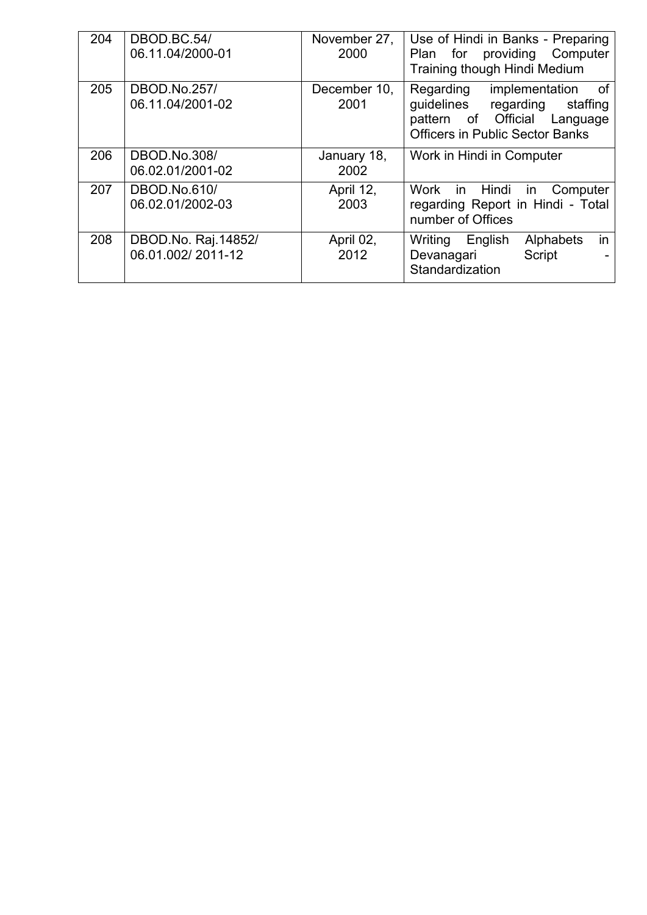| 204 | DBOD.BC.54/ 06.11.04/2000-01 | November 27, 2000 | Use of Hindi in Banks - Preparing Plan for providing Computer Training though Hindi Medium |
|---|---|---|---|
| 205 | DBOD.No.257/ 06.11.04/2001-02 | December 10, 2001 | Regarding implementation of guidelines regarding staffing pattern of Official Language Officers in Public Sector Banks |
| 206 | DBOD.No.308/ 06.02.01/2001-02 | January 18, 2002 | Work in Hindi in Computer |
| 207 | DBOD.No.610/ 06.02.01/2002-03 | April 12, 2003 | Work in Hindi in Computer regarding Report in Hindi - Total number of Offices |
| 208 | DBOD.No. Raj.14852/ 06.01.002/ 2011-12 | April 02, 2012 | Writing English Alphabets in Devanagari Script - Standardization |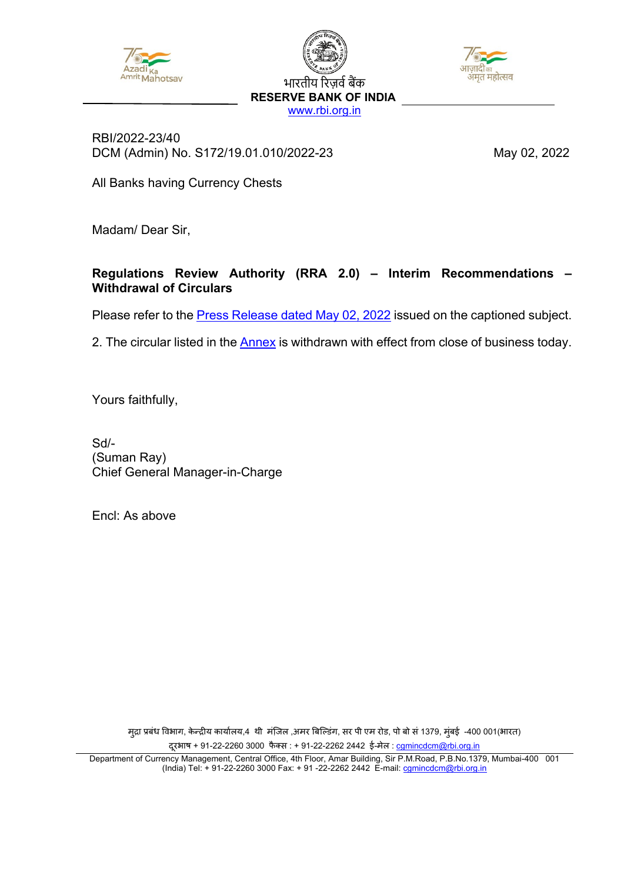भारतीय रिज़र्व बैंक

**RESERVE BANK OF INDIA**

www.rbi.org.in

RBI/2022-23/40
DCM (Admin) No. S172/19.01.010/2022-23

May 02, 2022

All Banks having Currency Chests

Madam/ Dear Sir,

**Regulations Review Authority (RRA 2.0) – Interim Recommendations – Withdrawal of Circulars**

Please refer to the Press Release dated May 02, 2022 issued on the captioned subject.

2. The circular listed in the Annex is withdrawn with effect from close of business today.

Yours faithfully,

Sd/-
(Suman Ray)
Chief General Manager-in-Charge

Encl: As above

मुद्रा प्रबंध विभाग, केन्द्रीय कार्यालय,4 थी मंजिल ,अमर बिल्डिंग, सर पी एम रोड, पो बो सं 1379, मुंबई -400 001(भारत)
दूरभाष + 91-22-2260 3000 फैक्स : + 91-22-2262 2442 ई-मेल : cgmincdcm@rbi.org.in

Department of Currency Management, Central Office, 4th Floor, Amar Building, Sir P.M.Road, P.B.No.1379, Mumbai-400 001 (India) Tel: + 91-22-2260 3000 Fax: + 91 -22-2262 2442 E-mail: cgmincdcm@rbi.org.in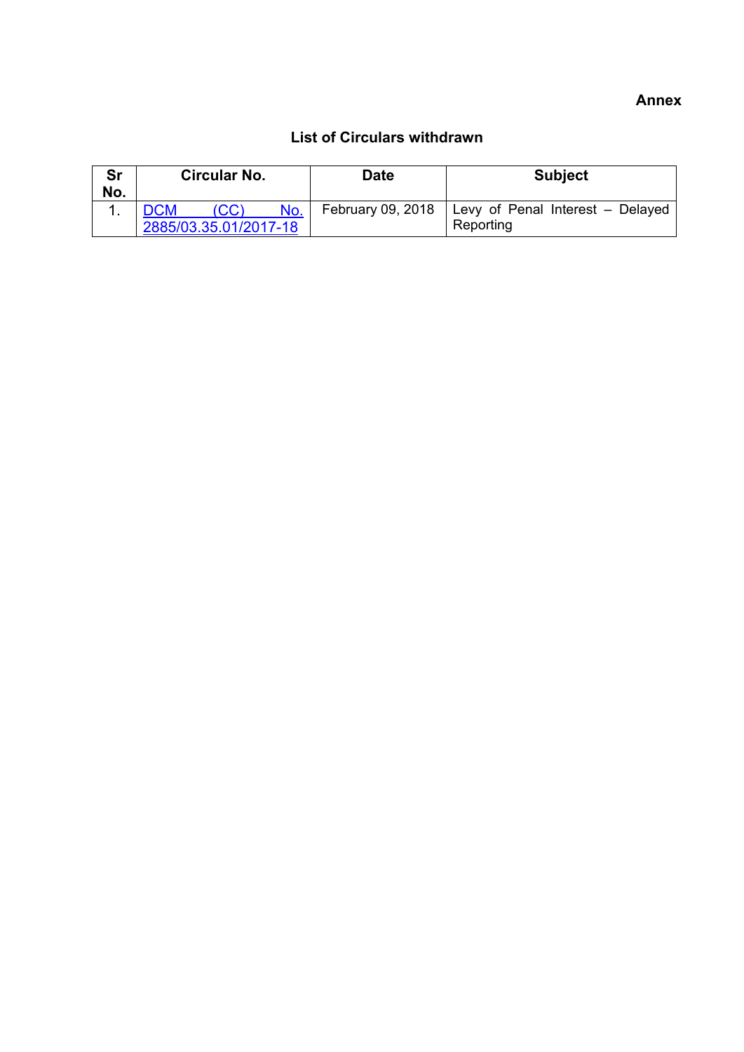**Annex**

## List of Circulars withdrawn

| Sr No. | Circular No. | Date | Subject |
|---|---|---|---|
| 1. | DCM (CC) No. 2885/03.35.01/2017-18 | February 09, 2018 | Levy of Penal Interest – Delayed Reporting |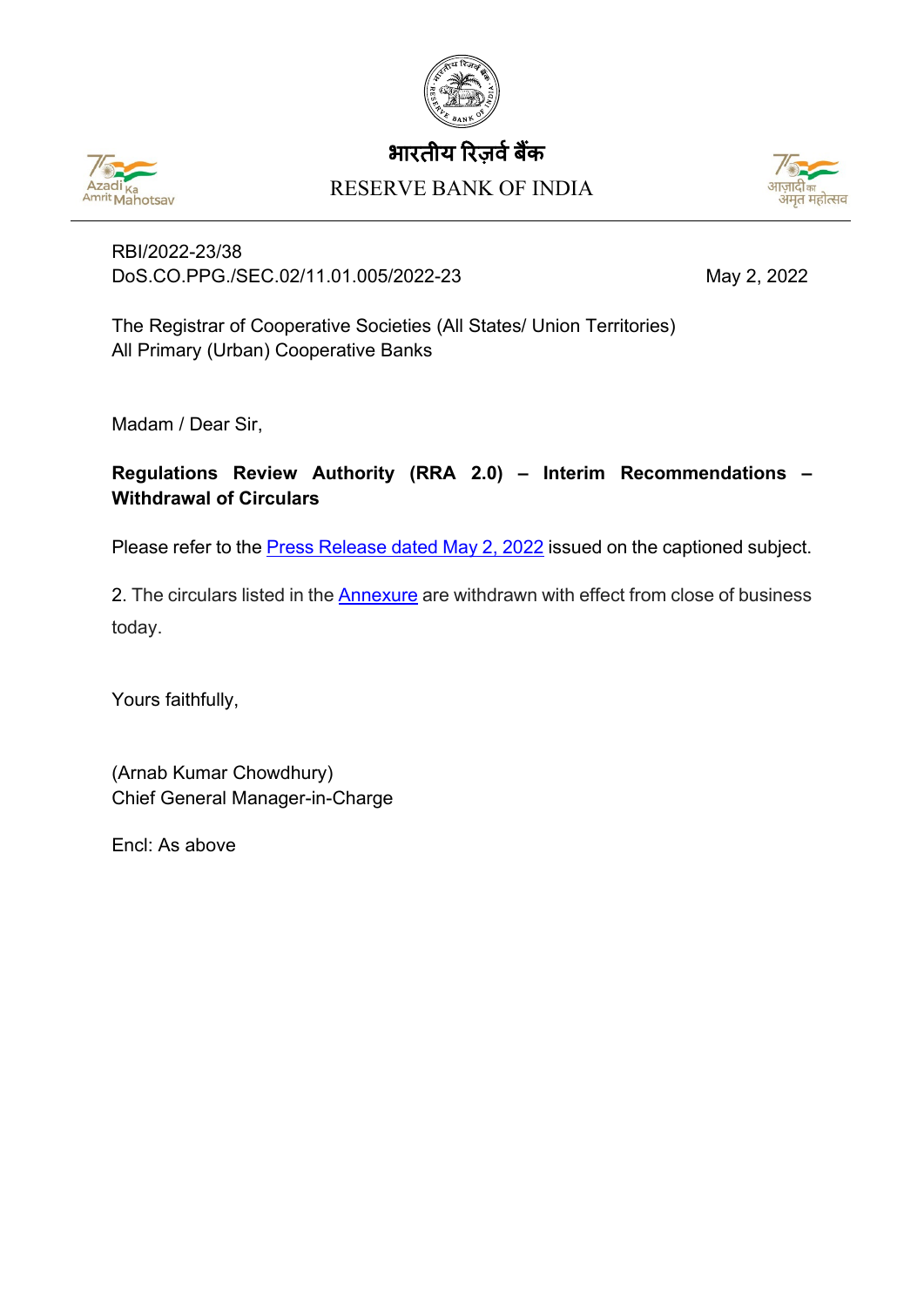भारतीय रिज़र्व बैंक

RESERVE BANK OF INDIA

RBI/2022-23/38
DoS.CO.PPG./SEC.02/11.01.005/2022-23 May 2, 2022

The Registrar of Cooperative Societies (All States/ Union Territories)
All Primary (Urban) Cooperative Banks

Madam / Dear Sir,

**Regulations Review Authority (RRA 2.0) – Interim Recommendations – Withdrawal of Circulars**

Please refer to the Press Release dated May 2, 2022 issued on the captioned subject.

2. The circulars listed in the Annexure are withdrawn with effect from close of business today.

Yours faithfully,

(Arnab Kumar Chowdhury)
Chief General Manager-in-Charge

Encl: As above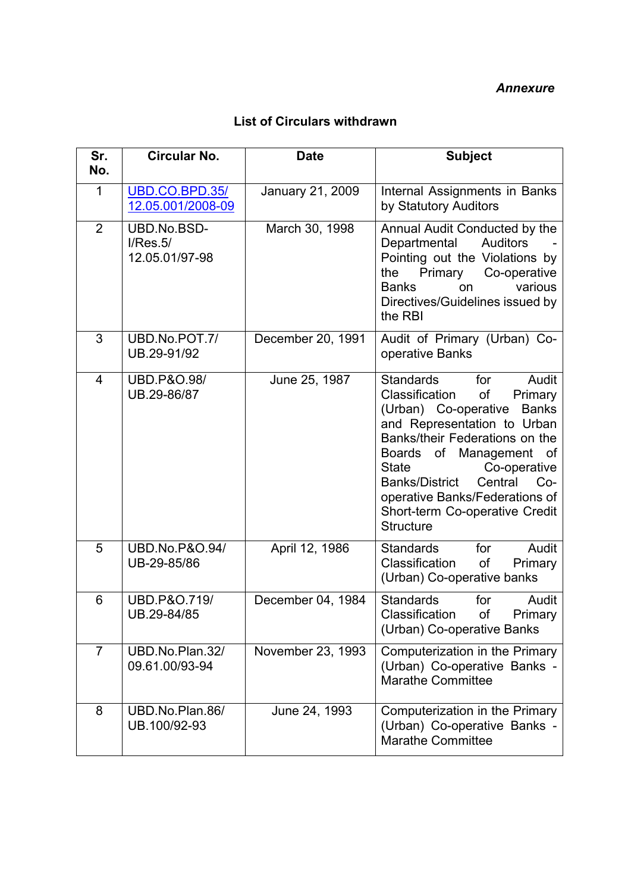*Annexure*

**List of Circulars withdrawn**

| Sr. No. | Circular No. | Date | Subject |
|---|---|---|---|
| 1 | UBD.CO.BPD.35/ 12.05.001/2008-09 | January 21, 2009 | Internal Assignments in Banks by Statutory Auditors |
| 2 | UBD.No.BSD-I/Res.5/ 12.05.01/97-98 | March 30, 1998 | Annual Audit Conducted by the Departmental Auditors - Pointing out the Violations by the Primary Co-operative Banks on various Directives/Guidelines issued by the RBI |
| 3 | UBD.No.POT.7/ UB.29-91/92 | December 20, 1991 | Audit of Primary (Urban) Co-operative Banks |
| 4 | UBD.P&O.98/ UB.29-86/87 | June 25, 1987 | Standards for Audit Classification of Primary (Urban) Co-operative Banks and Representation to Urban Banks/their Federations on the Boards of Management of State Co-operative Banks/District Central Co-operative Banks/Federations of Short-term Co-operative Credit Structure |
| 5 | UBD.No.P&O.94/ UB-29-85/86 | April 12, 1986 | Standards for Audit Classification of Primary (Urban) Co-operative banks |
| 6 | UBD.P&O.719/ UB.29-84/85 | December 04, 1984 | Standards for Audit Classification of Primary (Urban) Co-operative Banks |
| 7 | UBD.No.Plan.32/ 09.61.00/93-94 | November 23, 1993 | Computerization in the Primary (Urban) Co-operative Banks - Marathe Committee |
| 8 | UBD.No.Plan.86/ UB.100/92-93 | June 24, 1993 | Computerization in the Primary (Urban) Co-operative Banks - Marathe Committee |